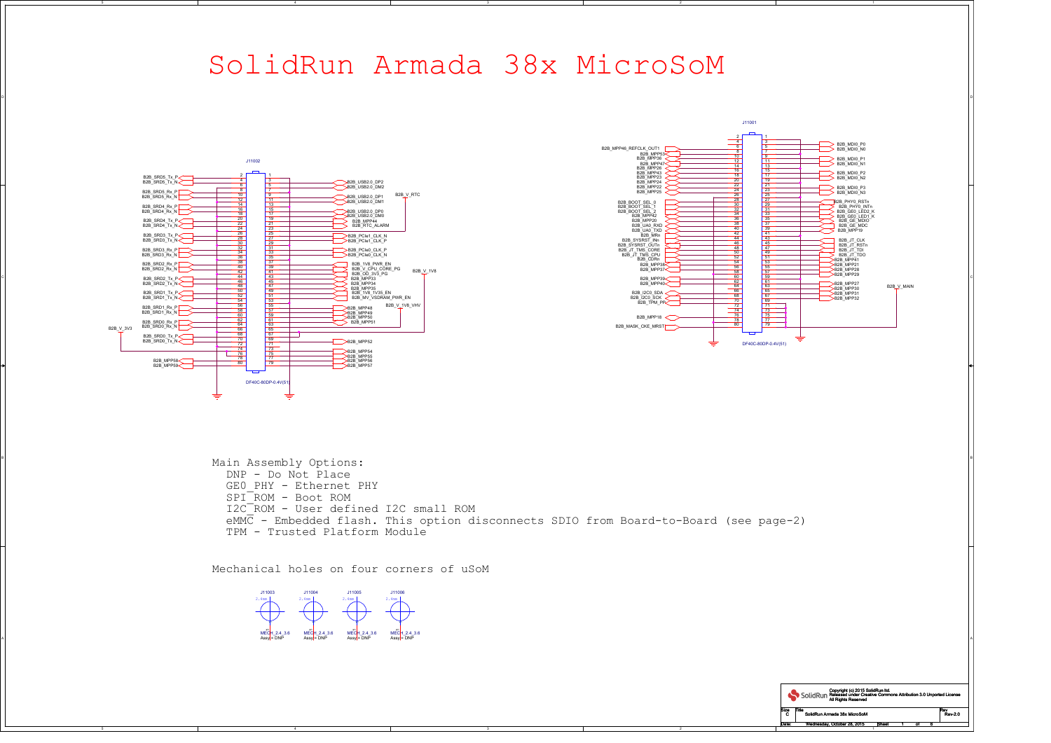# SolidRun Armada 38x MicroSoM

J11002 (DF40C-80DP-0.4V(51))

| Signal | Pin | Pin | Signal |
|---|---|---|---|
| B2B_SRD5_Tx_P | 2 | 1 | |
| B2B_SRD5_Tx_N | 4 | 3 | B2B_USB2.0_DP2 |
| | 6 | 5 | B2B_USB2.0_DM2 |
| B2B_SRD5_Rx_P | 8 | 7 | |
| B2B_SRD5_Rx_N | 10 | 9 | B2B_USB2.0_DP1 |
| | 12 | 11 | B2B_USB2.0_DM1 |
| B2B_SRD4_Rx_P | 14 | 13 | |
| B2B_SRD4_Rx_N | 16 | 15 | B2B_USB2.0_DP0 |
| | 18 | 17 | B2B_USB2.0_DM0 |
| B2B_SRD4_Tx_P | 20 | 19 | B2B_MPP44 |
| B2B_SRD4_Tx_N | 22 | 21 | B2B_RTC_ALARM |
| | 24 | 23 | B2B_V_RTC |
| B2B_SRD3_Tx_P | 26 | 25 | |
| B2B_SRD3_Tx_N | 28 | 27 | B2B_PCIe1_CLK_N |
| | 30 | 29 | B2B_PCIe1_CLK_P |
| B2B_SRD3_Rx_P | 32 | 31 | |
| B2B_SRD3_Rx_N | 34 | 33 | B2B_PCIe0_CLK_P |
| | 36 | 35 | B2B_PCIe0_CLK_N |
| B2B_SRD2_Rx_P | 38 | 37 | B2B_1V8_PWR_EN |
| B2B_SRD2_Rx_N | 40 | 39 | B2B_V_CPU_CORE_PG |
| | 42 | 41 | B2B_OD_3V3_PG |
| B2B_SRD2_Tx_P | 44 | 43 | B2B_MPP33 |
| B2B_SRD2_Tx_N | 46 | 45 | B2B_MPP34 |
| | 48 | 47 | B2B_MPP35 |
| B2B_SRD1_Tx_P | 50 | 49 | B2B_1V8_1V35_EN |
| B2B_SRD1_Tx_N | 52 | 51 | B2B_MV_VSDRAM_PWR_EN |
| | 54 | 53 | B2B_V_1V8 |
| B2B_SRD1_Rx_P | 56 | 55 | |
| B2B_SRD1_Rx_N | 58 | 57 | B2B_MPP48 |
| | 60 | 59 | B2B_MPP49 |
| B2B_SRD0_Rx_P | 62 | 61 | B2B_MPP50 |
| B2B_SRD0_Rx_N | 64 | 63 | B2B_MPP51 |
| B2B_V_3V3 | 66 | 65 | B2B_V_1V8_VHV |
| B2B_SRD0_Tx_P | 68 | 67 | |
| B2B_SRD0_Tx_N | 70 | 69 | B2B_MPP52 |
| | 72 | 71 | |
| | 74 | 73 | |
| | 76 | 75 | B2B_MPP54 |
| B2B_MPP58 | 78 | 77 | B2B_MPP55 |
| B2B_MPP59 | 80 | 79 | B2B_MPP56 |
| | | | B2B_MPP57 |

J11001 (DF40C-80DP-0.4V(51))

| Signal | Pin | Pin | Signal |
|---|---|---|---|
| | 2 | 1 | |
| | 4 | 3 | B2B_MDI0_P0 |
| B2B_MPP46_REFCLK_OUT1 | 6 | 5 | B2B_MDI0_N0 |
| B2B_MPP53 | 8 | 7 | |
| B2B_MPP36 | 10 | 9 | B2B_MDI0_P1 |
| B2B_MPP47 | 12 | 11 | B2B_MDI0_N1 |
| B2B_MPP26 | 14 | 13 | |
| B2B_MPP43 | 16 | 15 | B2B_MDI0_P2 |
| B2B_MPP23 | 18 | 17 | B2B_MDI0_N2 |
| B2B_MPP24 | 20 | 19 | |
| B2B_MPP22 | 22 | 21 | B2B_MDI0_P3 |
| B2B_MPP25 | 24 | 23 | B2B_MDI0_N3 |
| | 26 | 25 | |
| B2B_BOOT_SEL_0 | 28 | 27 | B2B_PHY0_RSTn |
| B2B_BOOT_SEL_1 | 30 | 29 | B2B_PHY0_INTn |
| B2B_BOOT_SEL_2 | 32 | 31 | B2B_GE0_LED2_K |
| B2B_MPP42 | 34 | 33 | B2B_GE0_LED1_K |
| B2B_MPP20 | 36 | 35 | B2B_GE_MDIO |
| B2B_UA0_RXD | 38 | 37 | B2B_GE_MDC |
| B2B_UA0_TXD | 40 | 39 | B2B_MPP19 |
| B2B_MRn | 42 | 41 | |
| B2B_SYSRST_INn | 44 | 43 | B2B_JT_CLK |
| B2B_SYSRST_OUTn | 46 | 45 | B2B_JT_RSTn |
| B2B_JT_TMS_CORE | 48 | 47 | B2B_JT_TDI |
| B2B_JT_TMS_CPU | 50 | 49 | B2B_JT_TDO |
| B2B_CDRn | 52 | 51 | B2B_MPP41 |
| B2B_MPP38 | 54 | 53 | B2B_MPP21 |
| B2B_MPP37 | 56 | 55 | B2B_MPP28 |
| | 58 | 57 | B2B_MPP29 |
| B2B_MPP39 | 60 | 59 | |
| B2B_MPP40 | 62 | 61 | B2B_MPP27 |
| | 64 | 63 | B2B_MPP30 |
| B2B_I2C0_SDA | 66 | 65 | B2B_MPP31 |
| B2B_I2C0_SCK | 68 | 67 | B2B_MPP32 |
| B2B_TPM_PP | 70 | 69 | |
| | 72 | 71 | B2B_V_MAIN |
| | 74 | 73 | |
| B2B_MPP18 | 76 | 75 | |
| | 78 | 77 | |
| B2B_MASK_CKE_MRST | 80 | 79 | |

Main Assembly Options:
- DNP - Do Not Place
- GE0_PHY - Ethernet PHY
- SPI_ROM - Boot ROM
- I2C_ROM - User defined I2C small ROM
- eMMC - Embedded flash. This option disconnects SDIO from Board-to-Board (see page-2)
- TPM - Trusted Platform Module

Mechanical holes on four corners of uSoM

| Ref | Size | Part | Assy |
|---|---|---|---|
| J11003 | 2.4mm | MECH_2.4_3.6 | DNP |
| J11004 | 2.4mm | MECH_2.4_3.6 | DNP |
| J11005 | 2.4mm | MECH_2.4_3.6 | DNP |
| J11006 | 2.4mm | MECH_2.4_3.6 | DNP |

Copyright (c) 2015 SolidRun ltd. Released under Creative Commons Attribution 3.0 Unported License. All Rights Reserved

Size: C | Title: SolidRun Armada 38x MicroSoM | Rev: Rev-2.0

Date: Wednesday, October 28, 2015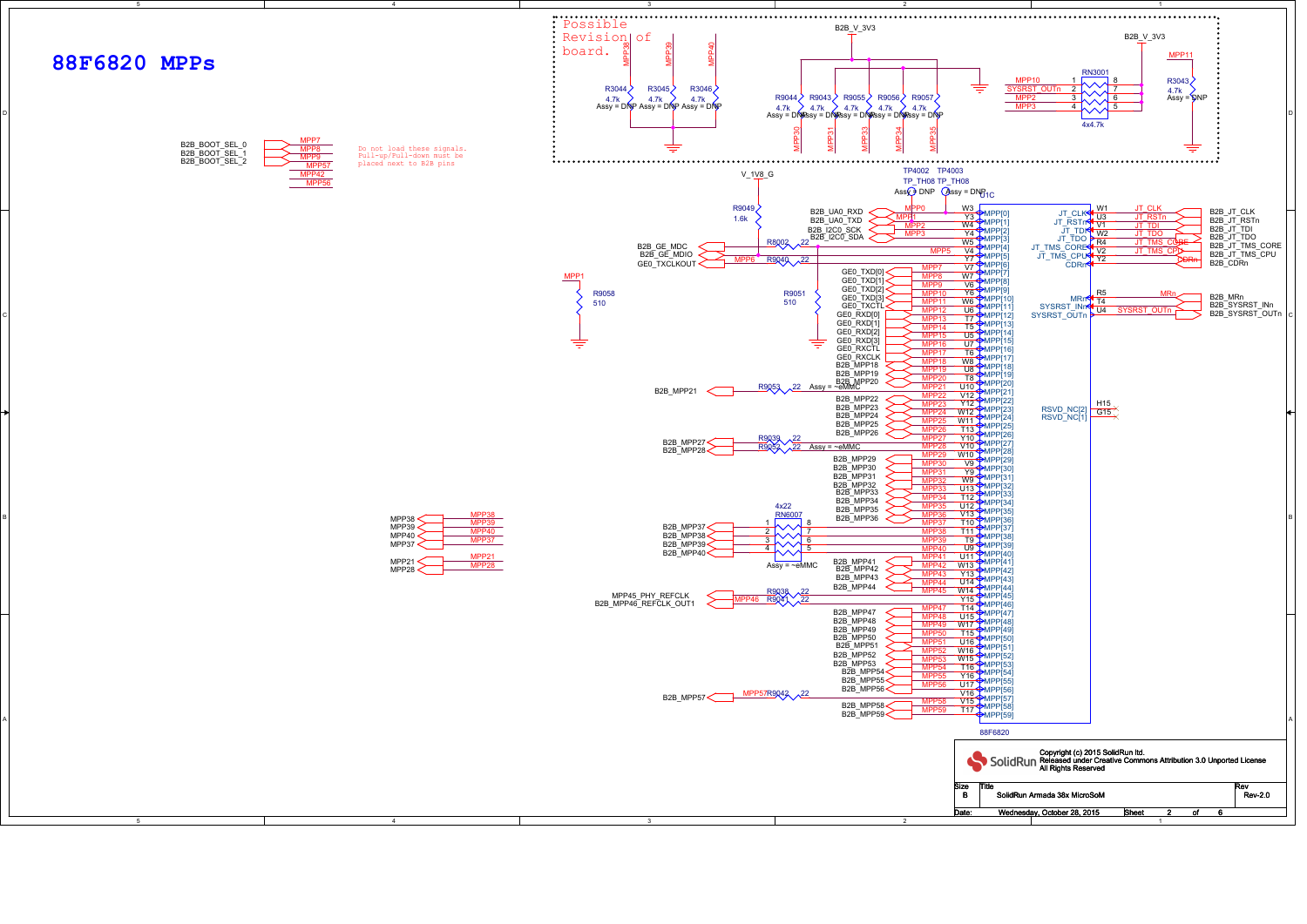# 88F6820 MPPs

**Possible Revision of board.**

B2B_V_3V3

R3044 4.7k Assy = DNP — MPP38
R3045 4.7k Assy = DNP — MPP39
R3046 4.7k Assy = DNP — MPP40

R9044 4.7k Assy = DNP — MPP30
R9043 4.7k Assy = DNP — MPP31
R9055 4.7k Assy = DNP — MPP33
R9056 4.7k Assy = DNP — MPP34
R9057 4.7k Assy = DNP — MPP35

RN3001 4x4.7k — MPP10 (1), SYSRST_OUTn (2), MPP2 (3), MPP3 (4)

R3043 4.7k Assy = DNP — MPP11

B2B_BOOT_SEL_0 — MPP7
B2B_BOOT_SEL_1 — MPP8, MPP9
B2B_BOOT_SEL_2 — MPP57, MPP42, MPP56

Do not load these signals. Pull-up/Pull-down must be placed next to B2B pins

V_1V8_G
R9049 1.6k
TP4002 TP_TH08 Assy = DNP
TP4003 TP_TH08 Assy = DNP
U1C

R9058 510 — MPP1
R9051 510

| Signal | Net | Pin | Port |
|---|---|---|---|
| B2B_UA0_RXD | MPP0 | W3 | MPP[0] |
| B2B_UA0_TXD | MPP1 | Y3 | MPP[1] |
| B2B_I2C0_SCK | MPP2 | W4 | MPP[2] |
| B2B_I2C0_SDA | MPP3 | Y4 | MPP[3] |
| B2B_GE_MDC (R8002 22) | | W5 | MPP[4] |
| B2B_GE_MDIO | MPP5 | V4 | MPP[5] |
| GE0_TXCLKOUT (R9040 22) | MPP6 | Y7 | MPP[6] |
| GE0_TXD[0] | MPP7 | V7 | MPP[7] |
| GE0_TXD[1] | MPP8 | W7 | MPP[8] |
| GE0_TXD[2] | MPP9 | V6 | MPP[9] |
| GE0_TXD[3] | MPP10 | Y6 | MPP[10] |
| GE0_TXCTL | MPP11 | W6 | MPP[11] |
| GE0_RXD[0] | MPP12 | U6 | MPP[12] |
| GE0_RXD[1] | MPP13 | T7 | MPP[13] |
| GE0_RXD[2] | MPP14 | T5 | MPP[14] |
| GE0_RXD[3] | MPP15 | U5 | MPP[15] |
| GE0_RXCTL | MPP16 | U7 | MPP[16] |
| GE0_RXCLK | MPP17 | T6 | MPP[17] |
| B2B_MPP18 | MPP18 | W8 | MPP[18] |
| B2B_MPP19 | MPP19 | U8 | MPP[19] |
| B2B_MPP20 | MPP20 | T8 | MPP[20] |
| B2B_MPP21 (R9053 22, Assy = ~eMMC) | MPP21 | U10 | MPP[21] |
| B2B_MPP22 | MPP22 | V12 | MPP[22] |
| B2B_MPP23 | MPP23 | Y12 | MPP[23] |
| B2B_MPP24 | MPP24 | W12 | MPP[24] |
| B2B_MPP25 | MPP25 | W11 | MPP[25] |
| B2B_MPP26 | MPP26 | T13 | MPP[26] |
| B2B_MPP27 (R9039 22) | MPP27 | Y10 | MPP[27] |
| B2B_MPP28 (R9052 22, Assy = ~eMMC) | MPP28 | V10 | MPP[28] |
| B2B_MPP29 | MPP29 | W10 | MPP[29] |
| B2B_MPP30 | MPP30 | V9 | MPP[30] |
| B2B_MPP31 | MPP31 | Y9 | MPP[31] |
| B2B_MPP32 | MPP32 | W9 | MPP[32] |
| B2B_MPP33 | MPP33 | U13 | MPP[33] |
| B2B_MPP34 | MPP34 | T12 | MPP[34] |
| B2B_MPP35 | MPP35 | U12 | MPP[35] |
| B2B_MPP36 | MPP36 | V13 | MPP[36] |
| B2B_MPP37 (RN6007 4x22, Assy = ~eMMC) | MPP37 | T10 | MPP[37] |
| B2B_MPP38 | MPP38 | T11 | MPP[38] |
| B2B_MPP39 | MPP39 | T9 | MPP[39] |
| B2B_MPP40 | MPP40 | U9 | MPP[40] |
| B2B_MPP41 | MPP41 | U11 | MPP[41] |
| B2B_MPP42 | MPP42 | W13 | MPP[42] |
| B2B_MPP43 | MPP43 | Y13 | MPP[43] |
| B2B_MPP44 | MPP44 | U14 | MPP[44] |
| MPP45_PHY_REFCLK (R9038 22) | MPP45 | W14 | MPP[45] |
| B2B_MPP46_REFCLK_OUT1 (R9041 22) | MPP46 | Y15 | MPP[46] |
| B2B_MPP47 | MPP47 | T14 | MPP[47] |
| B2B_MPP48 | MPP48 | U15 | MPP[48] |
| B2B_MPP49 | MPP49 | W17 | MPP[49] |
| B2B_MPP50 | MPP50 | T15 | MPP[50] |
| B2B_MPP51 | MPP51 | U16 | MPP[51] |
| B2B_MPP52 | MPP52 | W16 | MPP[52] |
| B2B_MPP53 | MPP53 | W15 | MPP[53] |
| B2B_MPP54 | MPP54 | T16 | MPP[54] |
| B2B_MPP55 | MPP55 | Y16 | MPP[55] |
| B2B_MPP56 | MPP56 | U17 | MPP[56] |
| B2B_MPP57 (R9042 22) | MPP57 | V16 | MPP[57] |
| B2B_MPP58 | MPP58 | V15 | MPP[58] |
| B2B_MPP59 | MPP59 | T17 | MPP[59] |

88F6820

| Port | Pin | Net | Signal |
|---|---|---|---|
| JT_CLK | W1 | JT_CLK | B2B_JT_CLK |
| JT_RSTn | U3 | JT_RSTn | B2B_JT_RSTn |
| JT_TDI | V1 | JT_TDI | B2B_JT_TDI |
| JT_TDO | W2 | JT_TDO | B2B_JT_TDO |
| JT_TMS_CORE | R4 | JT_TMS_CORE | B2B_JT_TMS_CORE |
| JT_TMS_CPU | V2 | JT_TMS_CPU | B2B_JT_TMS_CPU |
| CDRn | Y2 | CDRn | B2B_CDRn |
| MRn | R5 | MRn | B2B_MRn |
| SYSRST_INn | T4 | | B2B_SYSRST_INn |
| SYSRST_OUTn | U4 | SYSRST_OUTn | B2B_SYSRST_OUTn |
| RSVD_NC[2] | H15 | | |
| RSVD_NC[1] | G15 | | |

MPP38 — MPP38
MPP39 — MPP39
MPP40 — MPP40
MPP37 — MPP37
MPP21 — MPP21
MPP28 — MPP28

SolidRun — Copyright (c) 2015 SolidRun ltd. Released under Creative Commons Attribution 3.0 Unported License. All Rights Reserved

| Size | Title | Rev |
|---|---|---|
| B | SolidRun Armada 38x MicroSoM | Rev-2.0 |

Date: Wednesday, October 28, 2015 — Sheet 2 of 6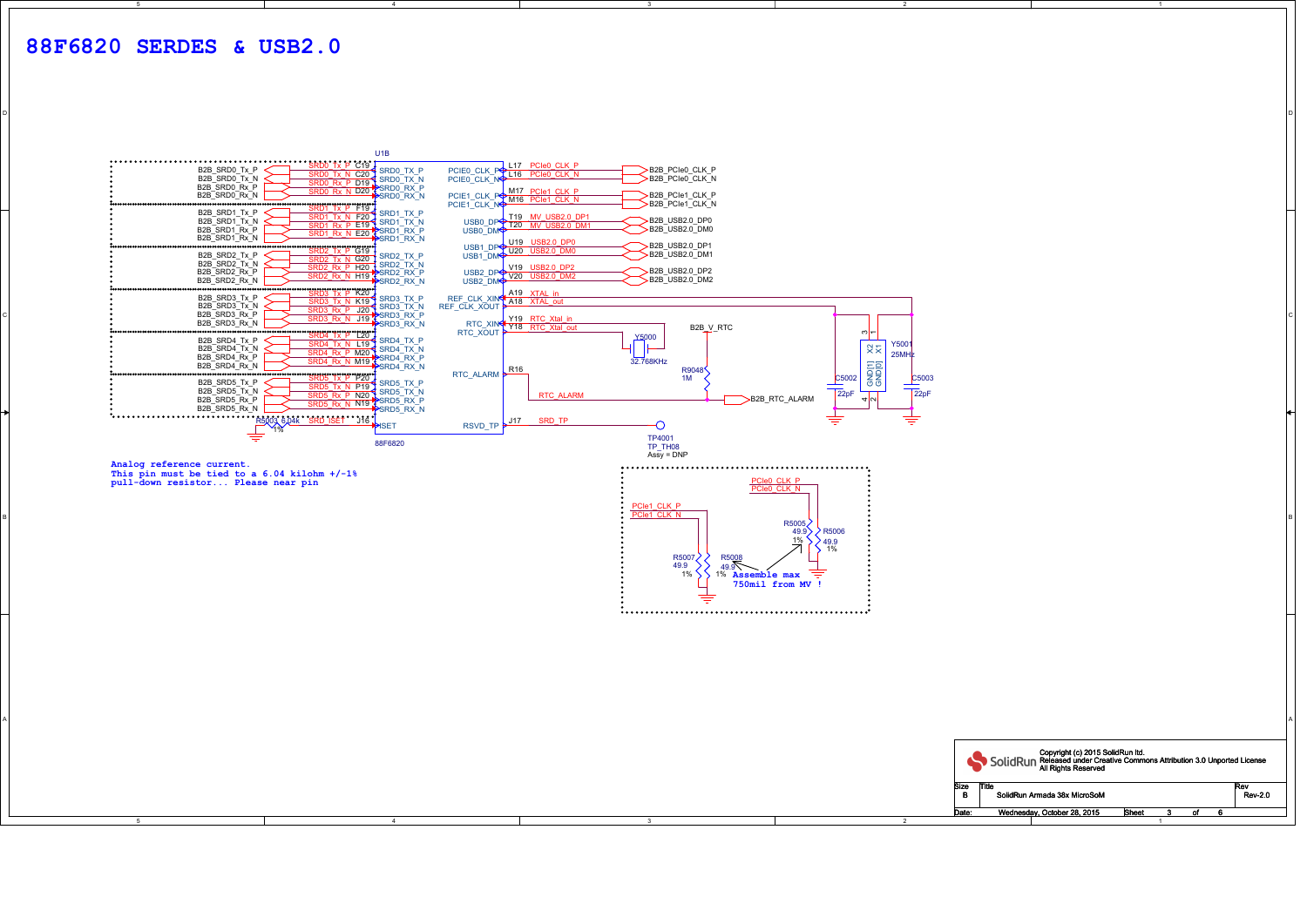# 88F6820 SERDES & USB2.0

U1B — 88F6820

| Connector net | Local net | Pin | U1B pin |
|---|---|---|---|
| B2B_SRD0_Tx_P | SRD0_Tx_P | C19 | SRD0_TX_P |
| B2B_SRD0_Tx_N | SRD0_Tx_N | C20 | SRD0_TX_N |
| B2B_SRD0_Rx_P | SRD0_Rx_P | D19 | SRD0_RX_P |
| B2B_SRD0_Rx_N | SRD0_Rx_N | D20 | SRD0_RX_N |
| B2B_SRD1_Tx_P | SRD1_Tx_P | F19 | SRD1_TX_P |
| B2B_SRD1_Tx_N | SRD1_Tx_N | F20 | SRD1_TX_N |
| B2B_SRD1_Rx_P | SRD1_Rx_P | E19 | SRD1_RX_P |
| B2B_SRD1_Rx_N | SRD1_Rx_N | E20 | SRD1_RX_N |
| B2B_SRD2_Tx_P | SRD2_Tx_P | G19 | SRD2_TX_P |
| B2B_SRD2_Tx_N | SRD2_Tx_N | G20 | SRD2_TX_N |
| B2B_SRD2_Rx_P | SRD2_Rx_P | H20 | SRD2_RX_P |
| B2B_SRD2_Rx_N | SRD2_Rx_N | H19 | SRD2_RX_N |
| B2B_SRD3_Tx_P | SRD3_Tx_P | K20 | SRD3_TX_P |
| B2B_SRD3_Tx_N | SRD3_Tx_N | K19 | SRD3_TX_N |
| B2B_SRD3_Rx_P | SRD3_Rx_P | J20 | SRD3_RX_P |
| B2B_SRD3_Rx_N | SRD3_Rx_N | J19 | SRD3_RX_N |
| B2B_SRD4_Tx_P | SRD4_Tx_P | L20 | SRD4_TX_P |
| B2B_SRD4_Tx_N | SRD4_Tx_N | L19 | SRD4_TX_N |
| B2B_SRD4_Rx_P | SRD4_Rx_P | M20 | SRD4_RX_P |
| B2B_SRD4_Rx_N | SRD4_Rx_N | M19 | SRD4_RX_N |
| B2B_SRD5_Tx_P | SRD5_Tx_P | P20 | SRD5_TX_P |
| B2B_SRD5_Tx_N | SRD5_Tx_N | P19 | SRD5_TX_N |
| B2B_SRD5_Rx_P | SRD5_Rx_P | N20 | SRD5_RX_P |
| B2B_SRD5_Rx_N | SRD5_Rx_N | N19 | SRD5_RX_N |
| R5003 6.04K 1% (to GND) | SRD_ISET | J18 | ISET |

| U1B pin | Pin | Local net | Connector net / connection |
|---|---|---|---|
| PCIE0_CLK_P | L17 | PCIe0_CLK_P | B2B_PCIe0_CLK_P |
| PCIE0_CLK_N | L16 | PCIe0_CLK_N | B2B_PCIe0_CLK_N |
| PCIE1_CLK_P | M17 | PCIe1_CLK_P | B2B_PCIe1_CLK_P |
| PCIE1_CLK_N | M16 | PCIe1_CLK_N | B2B_PCIe1_CLK_N |
| USB0_DP | T19 | MV_USB2.0_DP1 | B2B_USB2.0_DP0 |
| USB0_DM | T20 | MV_USB2.0_DM1 | B2B_USB2.0_DM0 |
| USB1_DP | U19 | USB2.0_DP0 | B2B_USB2.0_DP1 |
| USB1_DM | U20 | USB2.0_DM0 | B2B_USB2.0_DM1 |
| USB2_DP | V19 | USB2.0_DP2 | B2B_USB2.0_DP2 |
| USB2_DM | V20 | USB2.0_DM2 | B2B_USB2.0_DM2 |
| REF_CLK_XIN | A19 | XTAL_in | Y5001 25MHz, C5002 22pF |
| REF_CLK_XOUT | A18 | XTAL_out | Y5001 25MHz, C5003 22pF |
| RTC_XIN | Y19 | RTC_Xtal_in | Y5000 32.768KHz |
| RTC_XOUT | Y18 | RTC_Xtal_out | Y5000 32.768KHz |
| RTC_ALARM | R16 | RTC_ALARM | B2B_RTC_ALARM (R9048 1M pull-up to B2B_V_RTC) |
| RSVD_TP | J17 | SRD_TP | TP4001 TP_TH08, Assy = DNP |

Analog reference current.
This pin must be tied to a 6.04 kilohm +/-1%
pull-down resistor... Please near pin

PCIe clock terminations: PCIe0_CLK_P / PCIe0_CLK_N — R5005 49.9 1%, R5006 49.9 1% to GND; PCIe1_CLK_P / PCIe1_CLK_N — R5007 49.9 1%, R5008 49.9 1% to GND.

Assemble max
750mil from MV !

Copyright (c) 2015 SolidRun ltd.
Released under Creative Commons Attribution 3.0 Unported License
All Rights Reserved

| Size | Title | Rev |
|---|---|---|
| B | SolidRun Armada 38x MicroSoM | Rev-2.0 |

Date: Wednesday, October 28, 2015 — Sheet 3 of 6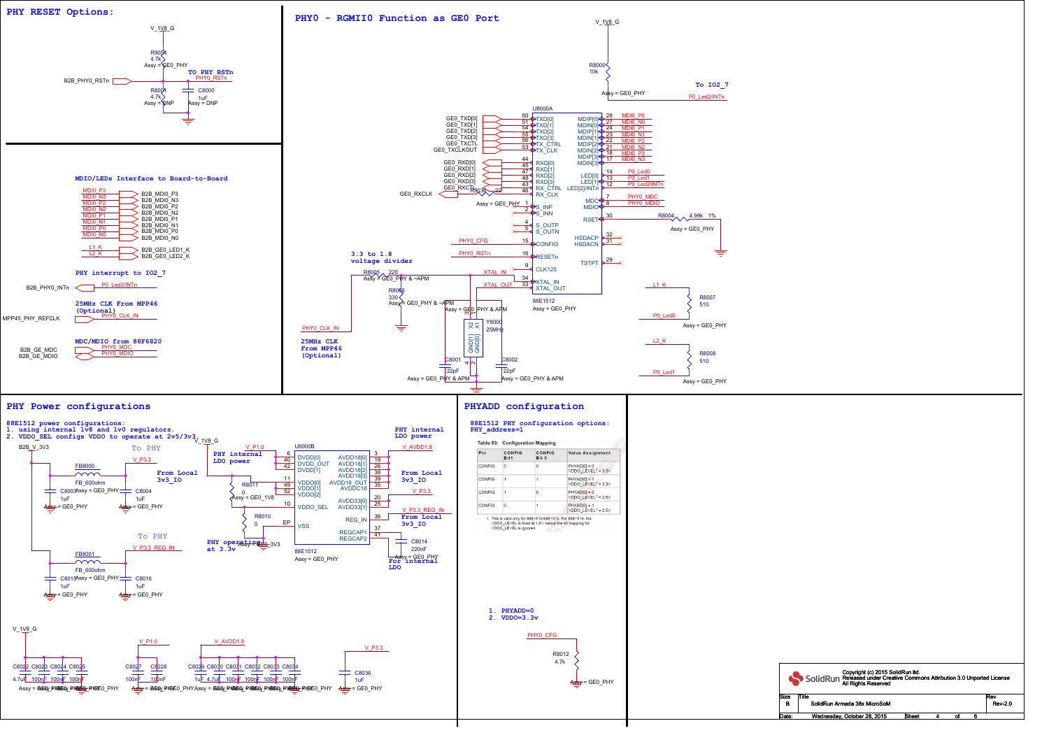## PHY RESET Options:

V_1V8_G

R9004 4.7k Assy = GE0_PHY

B2B_PHY0_RSTn

TO PHY RSTn

PHY0_RSTn

R8001 4.7k Assy = DNP

C8000 1uF Assy = DNP

## PHY0 - RGMII0 Function as GE0 Port

V_1V8_G

R8000 10k Assy = GE0_PHY

To IO2_7

P0_Led2/INTn

U8000A

| Signal | Pin | Function | Function | Pin | Signal |
|---|---|---|---|---|---|
| GE0_TXD[0] | 50 | TXD[0] | MDIP[0] | 28 | MDI0_P0 |
| GE0_TXD[1] | 51 | TXD[1] | MDIN[0] | 27 | MDI0_N0 |
| GE0_TXD[2] | 54 | TXD[2] | MDIP[1] | 24 | MDI0_P1 |
| GE0_TXD[3] | 55 | TXD[3] | MDIN[1] | 23 | MDI0_N1 |
| GE0_TXCTL | 56 | TX_CTRL | MDIP[2] | 22 | MDI0_P2 |
| GE0_TXCLKOUT | 53 | TX_CLK | MDIN[2] | 21 | MDI0_N2 |
| | | | MDIP[3] | 18 | MDI0_P3 |
| | | | MDIN[3] | 17 | MDI0_N3 |
| GE0_RXD[0] | 44 | RXD[0] | LED[0] | 14 | P0_Led0 |
| GE0_RXD[1] | 45 | RXD[1] | LED[1] | 13 | P0_Led1 |
| GE0_RXD[2] | 47 | RXD[2] | LED[2]/INTn | 12 | P0_Led2/INTn |
| GE0_RXD[3] | 48 | RXD[3] | MDC | 7 | PHY0_MDC |
| GE0_RXCTL | 43 | RX_CTRL | MDIO | 8 | PHY0_MDIO |
| GE0_RXCLK (R8003 22, Assy = GE0_PHY) | 46 | RX_CLK | RSET | 30 | R8004 4.99k 1% Assy = GE0_PHY |
| | 1 | S_INP | HSDACP | 32 | |
| | 2 | S_INN | HSDACN | 31 | |
| | 4 | S_OUTP | TSTPT | 29 | |
| | 5 | S_OUTN | | | |
| PHY0_CFG | 15 | CONFIG | | | |
| PHY0_RSTn | 16 | RESETn | | | |
| | 9 | CLK125 | | | |
| XTAL_IN | 34 | XTAL_IN | | | |
| XTAL_OUT | 33 | XTAL_OUT | | | |

88E1512 Assy = GE0_PHY

3.3 to 1.8 voltage divider

R8005 220 Assy = GE0_PHY & ~APM

R8006 330 Assy = GE0_PHY & ~APM

PHY0_CLK_IN

25MHz CLK From MPP46 (Optional)

Y8000 25MHz Assy = GE0_PHY & APM

C8001 22pF Assy = GE0_PHY & APM

C8002 22pF Assy = GE0_PHY & APM

L1_K — R8007 510 — P0_Led0 Assy = GE0_PHY

L2_K — R8008 510 — P0_Led1 Assy = GE0_PHY

## MDIO/LEDs Interface to Board-to-Board

| Signal | Connector |
|---|---|
| MDI0_P3 | B2B_MDI0_P3 |
| MDI0_N3 | B2B_MDI0_N3 |
| MDI0_P2 | B2B_MDI0_P2 |
| MDI0_N2 | B2B_MDI0_N2 |
| MDI0_P1 | B2B_MDI0_P1 |
| MDI0_N1 | B2B_MDI0_N1 |
| MDI0_P0 | B2B_MDI0_P0 |
| MDI0_N0 | B2B_MDI0_N0 |
| L1_K | B2B_GE0_LED1_K |
| L2_K | B2B_GE0_LED2_K |

**PHY interrupt to IO2_7**

B2B_PHY0_INTn — P0_Led2/INTn

**25MHz CLK From MPP46 (Optional)**

MPP45_PHY_REFCLK — PHY0_CLK_IN

**MDC/MDIO from 88F6820**

B2B_GE_MDC — PHY0_MDC
B2B_GE_MDIO — PHY0_MDIO

## PHY Power configurations

88E1512 power configurations:
1. using internal 1v8 and 1v0 regulators.
2. VDDO_SEL configs VDDO to operate at 2v5/3v3

B2B_V_3V3

To PHY: V_P3.3 — FB8000 FB_600ohm; C8003 1uF Assy = GE0_PHY; C8004 1uF Assy = GE0_PHY

From Local 3v3_IO

To PHY: V_P3.3_REG_IN — FB8001 FB_600ohm; C8015 1uF Assy = GE0_PHY; C8016 1uF Assy = GE0_PHY

U8000B

| Signal | Pin | Function | Function | Pin | Signal |
|---|---|---|---|---|---|
| V_P1.0 | 6 | DVDD[0] | AVDD18[0] | 3 | V_AVDD1.8 |
| | 40 | DVDD_OUT | AVDD18[1] | 19 | |
| | 42 | DVDD[1] | AVDD18[2] | 26 | |
| | | | AVDD18[3] | 38 | |
| | 11 | VDDO[0] | AVDD18_OUT | 39 | |
| | 49 | VDDO[1] | AVDDC18 | 35 | |
| | 52 | VDDO[2] | AVDD33[0] | 20 | V_P3.3 |
| | 10 | VDDO_SEL | AVDD33[1] | 25 | |
| | EP | VSS | REG_IN | 36 | V_P3.3_REG_IN |
| | | | REGCAP1 | 37 | |
| | | | REGCAP2 | 41 | |

88E1512 Assy = GE0_PHY

V_1V8_G

PHY internal LDO power

R8011 0 Assy = GE0_1V8

R8010 0 Assy = GE0_3V3

PHY operating at 3.3v

PHY internal LDO power

From Local 3v3_IO

From Local 3v3_IO

C8014 220nF Assy = GE0_PHY

For internal LDO

V_1V8_G: C8022 4.7uF, C8023 100nF, C8024 100nF, C8025 100nF — Assy = GE0_PHY

V_P1.0: C8027 100nF, C8028 100nF — Assy = GE0_PHY

V_AVDD1.8: C8029 1uF, C8030 4.7uF, C8031 100nF, C8032 100nF, C8033 100nF, C8034 100nF — Assy = GE0_PHY

V_P3.3: C8036 1uF — Assy = GE0_PHY

## PHYADD configuration

88E1512 PHY configuration options:
PHY_address=1

Table 53: Configuration Mapping

| Pin | CONFIG Bit1 | CONFIG Bit 0 | Value Assignment |
|---|---|---|---|
| CONFIG | 0 | 0 | PHYAD[0] = 0<br>VDDO_LEVEL[1] = 3.3V |
| CONFIG | 1 | 1 | PHYAD[0] = 1<br>VDDO_LEVEL[1] = 3.3V |
| CONFIG | 1 | 0 | PHYAD[0] = 0<br>VDDO_LEVEL[1] = 2.5V |
| CONFIG | 0 | 1 | PHYAD[0] = 1<br>VDDO_LEVEL[1] = 2.5V |

1. This is valid only for 88E1510/88E1512. For 88E1518, the VDDO_LEVEL is fixed at 1.8V, hence the bit mapping for VDDO_LEVEL is ignored.

1. PHYADD=0
2. VDDO=3.3v

PHY0_CFG — R8012 4.7k Assy = GE0_PHY

Copyright (c) 2015 SolidRun ltd.
Released under Creative Commons Attribution 3.0 Unported License
All Rights Reserved

| Size | Title | Rev |
|---|---|---|
| B | SolidRun Armada 38x MicroSoM | Rev-2.0 |
| Date: Wednesday, October 28, 2015 | Sheet 4 of 6 | |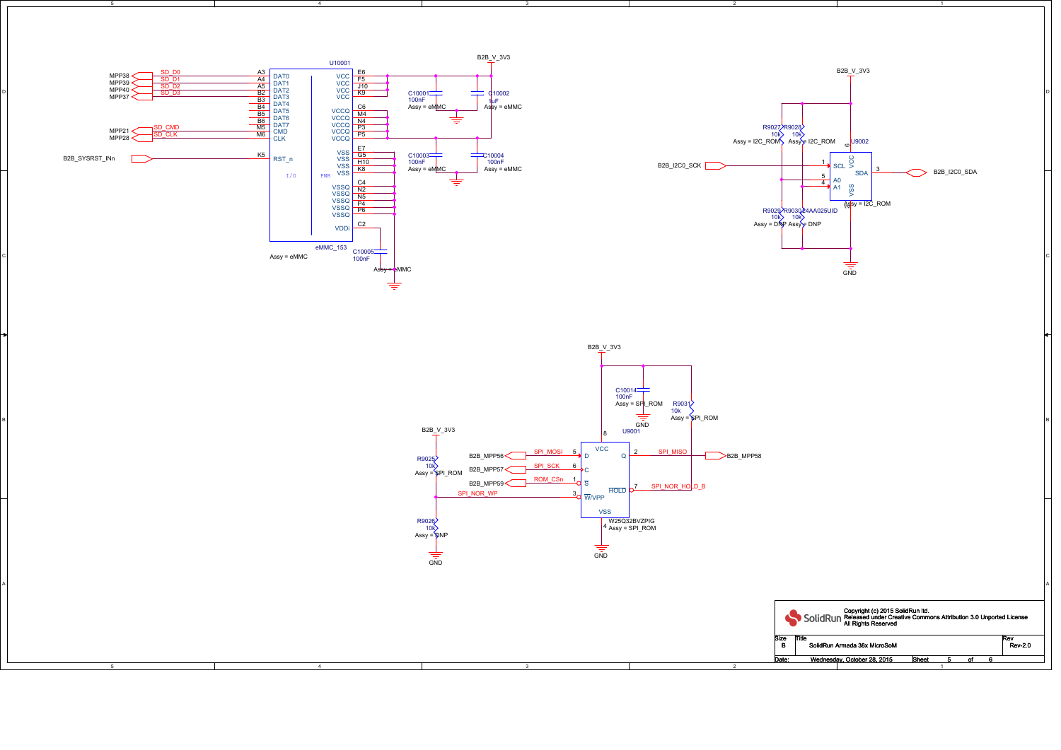## U10001 — eMMC_153 (Assy = eMMC)

| Signal | Pin | Function |
|---|---|---|
| MPP38 / SD_D0 | A3 | DAT0 |
| MPP39 / SD_D1 | A4 | DAT1 |
| MPP40 / SD_D2 | A5 | DAT2 |
| MPP37 / SD_D3 | B2 | DAT3 |
| | B3 | DAT4 |
| | B4 | DAT5 |
| | B5 | DAT6 |
| | B6 | DAT7 |
| MPP21 / SD_CMD | M5 | CMD |
| MPP28 / SD_CLK | M6 | CLK |
| B2B_SYSRST_INn | K5 | RST_n |
| B2B_V_3V3 | E6, F5, J10, K9 | VCC |
| B2B_V_3V3 | C6, M4, N4, P3, P5 | VCCQ |
| GND | E7, G5, H10, K8 | VSS |
| GND | C4, N2, N5, P4, P6 | VSSQ |
| C10005 | C2 | VDDi |

- C10001 100nF Assy = eMMC
- C10002 1uF Assy = eMMC
- C10003 100nF Assy = eMMC
- C10004 100nF Assy = eMMC
- C10005 100nF Assy = eMMC

## U9002 — 24AA025UID (Assy = I2C_ROM)

| Signal | Pin | Function |
|---|---|---|
| B2B_I2C0_SCK | 1 | SCL |
| B2B_I2C0_SDA | 3 | SDA |
| | 5 | A0 |
| | 4 | A1 |
| B2B_V_3V3 | 6 | VCC |
| GND | 2 | VSS |

- R9027 10k Assy = I2C_ROM
- R9028 10k Assy = I2C_ROM
- R9029 10k Assy = DNP
- R9030 10k Assy = DNP

## U9001 — W25Q32BVZPIG (Assy = SPI_ROM)

| Signal | Pin | Function |
|---|---|---|
| B2B_MPP56 / SPI_MOSI | 5 | D |
| B2B_MPP57 / SPI_SCK | 6 | C |
| B2B_MPP59 / ROM_CSn | 1 | S |
| SPI_NOR_WP | 3 | W/VPP |
| B2B_MPP58 / SPI_MISO | 2 | Q |
| SPI_NOR_HOLD_B | 7 | HOLD |
| B2B_V_3V3 | 8 | VCC |
| GND | 4 | VSS |

- C10014 100nF Assy = SPI_ROM
- R9031 10k Assy = SPI_ROM
- R9025 10k Assy = SPI_ROM
- R9026 10k Assy = DNP

---

Copyright (c) 2015 SolidRun ltd.
Released under Creative Commons Attribution 3.0 Unported License
All Rights Reserved

| Size | Title | Rev |
|---|---|---|
| B | SolidRun Armada 38x MicroSoM | Rev-2.0 |

Date: Wednesday, October 28, 2015 — Sheet 5 of 6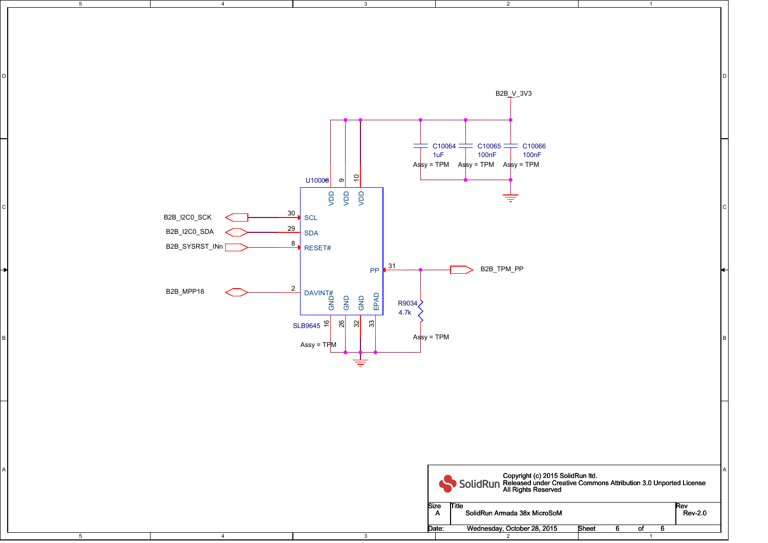B2B_V_3V3

C10064
1uF
Assy = TPM

C10065
100nF
Assy = TPM

C10066
100nF
Assy = TPM

U10008
SLB9645
Assy = TPM

| Pin | Name | Net |
| --- | --- | --- |
| 30 | SCL | B2B_I2C0_SCK |
| 29 | SDA | B2B_I2C0_SDA |
| 8 | RESET# | B2B_SYSRST_INn |
| 2 | DAVINT# | B2B_MPP18 |
| 31 | PP | B2B_TPM_PP |
|  | VDD | B2B_V_3V3 |
| 9 | VDD | B2B_V_3V3 |
| 10 | VDD | B2B_V_3V3 |
| 16 | GND | GND |
| 26 | GND | GND |
| 32 | GND | GND |
| 33 | EPAD | GND |

R9034
4.7k
Assy = TPM

Copyright (c) 2015 SolidRun ltd.
Released under Creative Commons Attribution 3.0 Unported License
All Rights Reserved

| Size | Title | Rev |
| --- | --- | --- |
| A | SolidRun Armada 38x MicroSoM | Rev-2.0 |

Date: Wednesday, October 28, 2015 Sheet 6 of 6